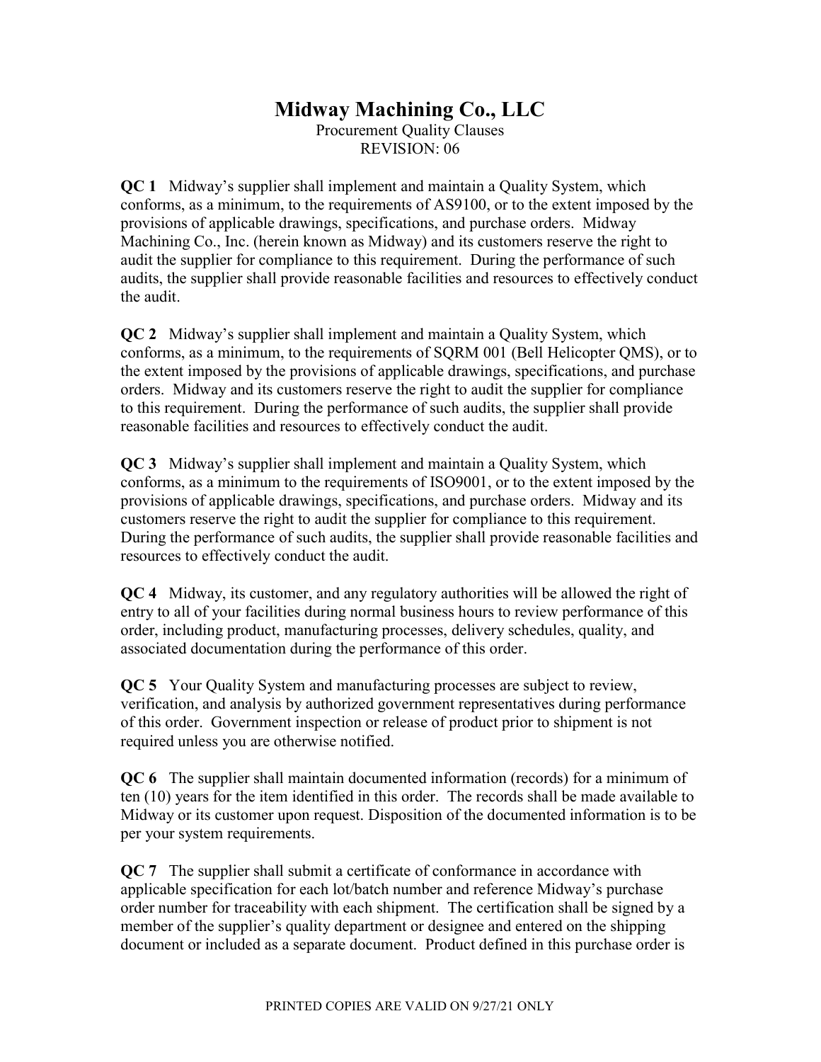# Midway Machining Co., LLC

Procurement Quality Clauses
REVISION: 06

**QC 1** Midway's supplier shall implement and maintain a Quality System, which conforms, as a minimum, to the requirements of AS9100, or to the extent imposed by the provisions of applicable drawings, specifications, and purchase orders. Midway Machining Co., Inc. (herein known as Midway) and its customers reserve the right to audit the supplier for compliance to this requirement. During the performance of such audits, the supplier shall provide reasonable facilities and resources to effectively conduct the audit.

**QC 2** Midway's supplier shall implement and maintain a Quality System, which conforms, as a minimum, to the requirements of SQRM 001 (Bell Helicopter QMS), or to the extent imposed by the provisions of applicable drawings, specifications, and purchase orders. Midway and its customers reserve the right to audit the supplier for compliance to this requirement. During the performance of such audits, the supplier shall provide reasonable facilities and resources to effectively conduct the audit.

**QC 3** Midway's supplier shall implement and maintain a Quality System, which conforms, as a minimum to the requirements of ISO9001, or to the extent imposed by the provisions of applicable drawings, specifications, and purchase orders. Midway and its customers reserve the right to audit the supplier for compliance to this requirement. During the performance of such audits, the supplier shall provide reasonable facilities and resources to effectively conduct the audit.

**QC 4** Midway, its customer, and any regulatory authorities will be allowed the right of entry to all of your facilities during normal business hours to review performance of this order, including product, manufacturing processes, delivery schedules, quality, and associated documentation during the performance of this order.

**QC 5** Your Quality System and manufacturing processes are subject to review, verification, and analysis by authorized government representatives during performance of this order. Government inspection or release of product prior to shipment is not required unless you are otherwise notified.

**QC 6** The supplier shall maintain documented information (records) for a minimum of ten (10) years for the item identified in this order. The records shall be made available to Midway or its customer upon request. Disposition of the documented information is to be per your system requirements.

**QC 7** The supplier shall submit a certificate of conformance in accordance with applicable specification for each lot/batch number and reference Midway's purchase order number for traceability with each shipment. The certification shall be signed by a member of the supplier's quality department or designee and entered on the shipping document or included as a separate document. Product defined in this purchase order is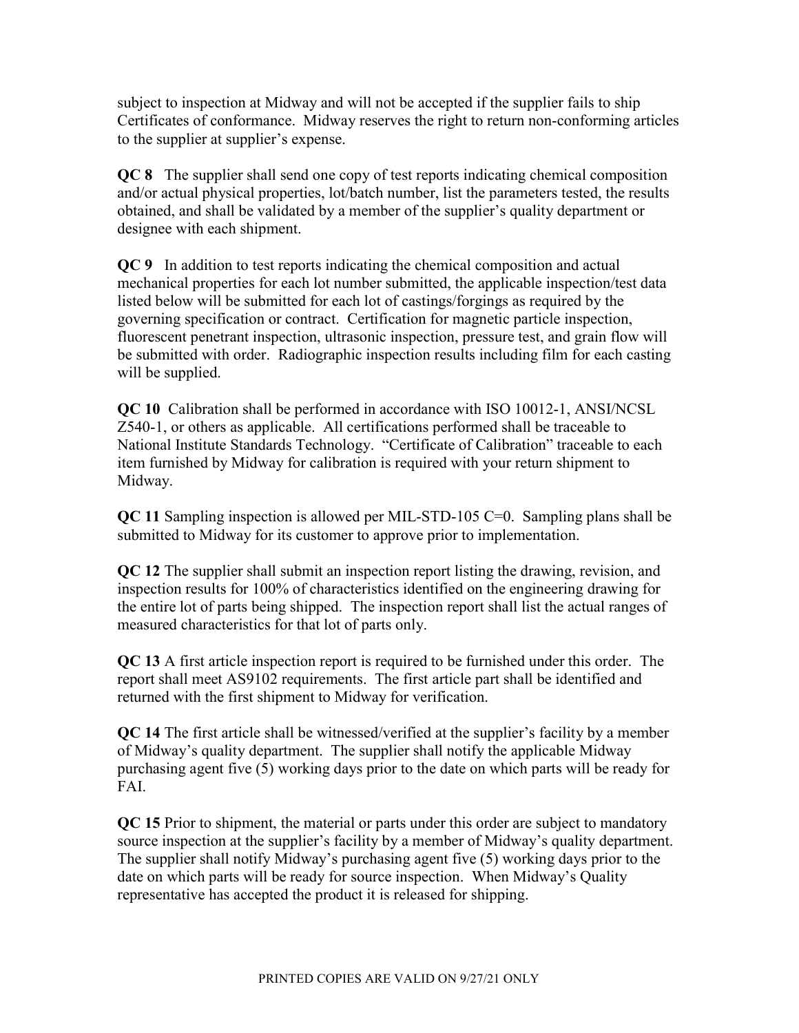subject to inspection at Midway and will not be accepted if the supplier fails to ship Certificates of conformance. Midway reserves the right to return non-conforming articles to the supplier at supplier's expense.

**QC 8** The supplier shall send one copy of test reports indicating chemical composition and/or actual physical properties, lot/batch number, list the parameters tested, the results obtained, and shall be validated by a member of the supplier's quality department or designee with each shipment.

**QC 9** In addition to test reports indicating the chemical composition and actual mechanical properties for each lot number submitted, the applicable inspection/test data listed below will be submitted for each lot of castings/forgings as required by the governing specification or contract. Certification for magnetic particle inspection, fluorescent penetrant inspection, ultrasonic inspection, pressure test, and grain flow will be submitted with order. Radiographic inspection results including film for each casting will be supplied.

**QC 10** Calibration shall be performed in accordance with ISO 10012-1, ANSI/NCSL Z540-1, or others as applicable. All certifications performed shall be traceable to National Institute Standards Technology. "Certificate of Calibration" traceable to each item furnished by Midway for calibration is required with your return shipment to Midway.

**QC 11** Sampling inspection is allowed per MIL-STD-105 C=0. Sampling plans shall be submitted to Midway for its customer to approve prior to implementation.

**QC 12** The supplier shall submit an inspection report listing the drawing, revision, and inspection results for 100% of characteristics identified on the engineering drawing for the entire lot of parts being shipped. The inspection report shall list the actual ranges of measured characteristics for that lot of parts only.

**QC 13** A first article inspection report is required to be furnished under this order. The report shall meet AS9102 requirements. The first article part shall be identified and returned with the first shipment to Midway for verification.

**QC 14** The first article shall be witnessed/verified at the supplier's facility by a member of Midway's quality department. The supplier shall notify the applicable Midway purchasing agent five (5) working days prior to the date on which parts will be ready for FAI.

**QC 15** Prior to shipment, the material or parts under this order are subject to mandatory source inspection at the supplier's facility by a member of Midway's quality department. The supplier shall notify Midway's purchasing agent five (5) working days prior to the date on which parts will be ready for source inspection. When Midway's Quality representative has accepted the product it is released for shipping.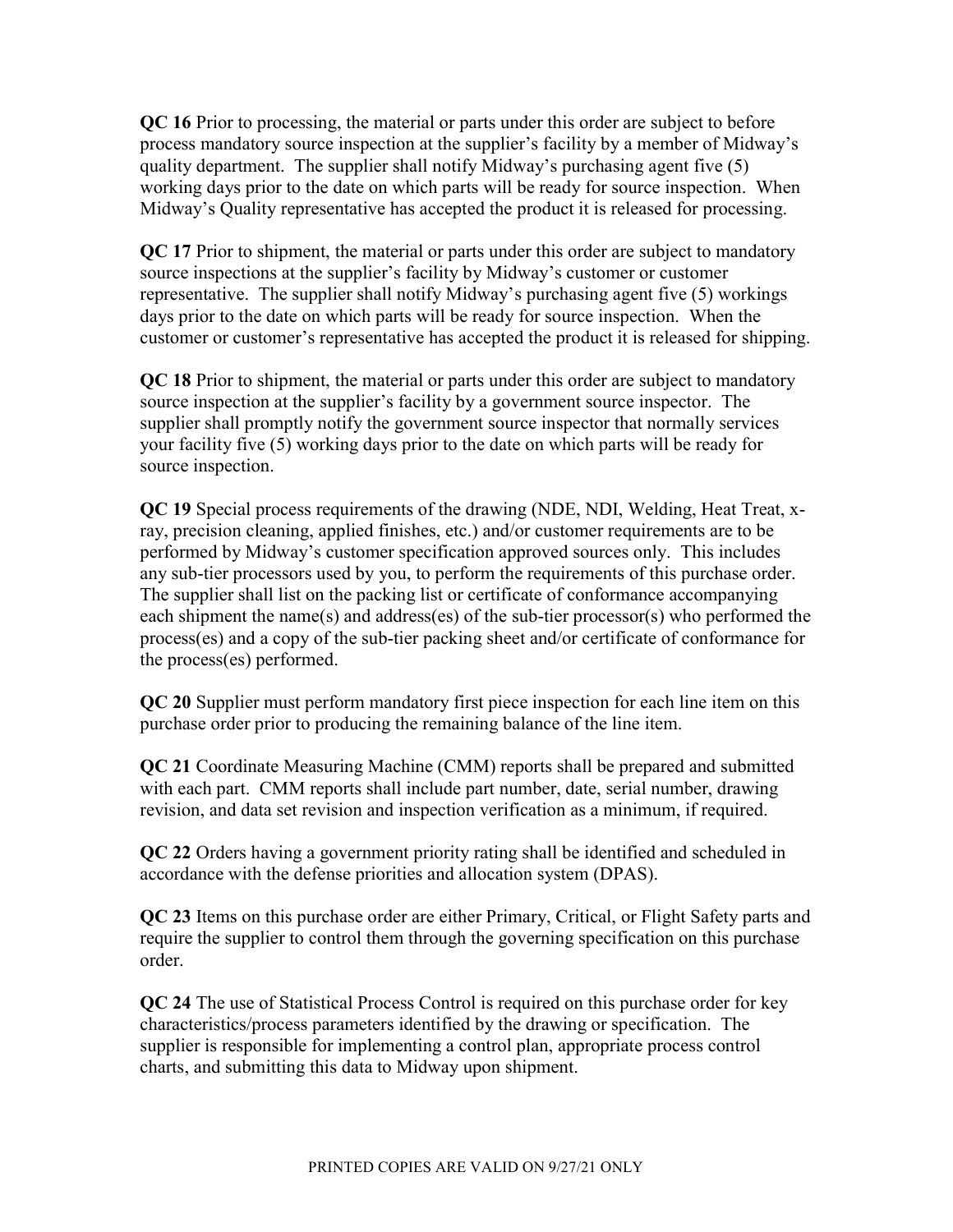**QC 16** Prior to processing, the material or parts under this order are subject to before process mandatory source inspection at the supplier's facility by a member of Midway's quality department. The supplier shall notify Midway's purchasing agent five (5) working days prior to the date on which parts will be ready for source inspection. When Midway's Quality representative has accepted the product it is released for processing.

**QC 17** Prior to shipment, the material or parts under this order are subject to mandatory source inspections at the supplier's facility by Midway's customer or customer representative. The supplier shall notify Midway's purchasing agent five (5) workings days prior to the date on which parts will be ready for source inspection. When the customer or customer's representative has accepted the product it is released for shipping.

**QC 18** Prior to shipment, the material or parts under this order are subject to mandatory source inspection at the supplier's facility by a government source inspector. The supplier shall promptly notify the government source inspector that normally services your facility five (5) working days prior to the date on which parts will be ready for source inspection.

**QC 19** Special process requirements of the drawing (NDE, NDI, Welding, Heat Treat, x-ray, precision cleaning, applied finishes, etc.) and/or customer requirements are to be performed by Midway's customer specification approved sources only. This includes any sub-tier processors used by you, to perform the requirements of this purchase order. The supplier shall list on the packing list or certificate of conformance accompanying each shipment the name(s) and address(es) of the sub-tier processor(s) who performed the process(es) and a copy of the sub-tier packing sheet and/or certificate of conformance for the process(es) performed.

**QC 20** Supplier must perform mandatory first piece inspection for each line item on this purchase order prior to producing the remaining balance of the line item.

**QC 21** Coordinate Measuring Machine (CMM) reports shall be prepared and submitted with each part. CMM reports shall include part number, date, serial number, drawing revision, and data set revision and inspection verification as a minimum, if required.

**QC 22** Orders having a government priority rating shall be identified and scheduled in accordance with the defense priorities and allocation system (DPAS).

**QC 23** Items on this purchase order are either Primary, Critical, or Flight Safety parts and require the supplier to control them through the governing specification on this purchase order.

**QC 24** The use of Statistical Process Control is required on this purchase order for key characteristics/process parameters identified by the drawing or specification. The supplier is responsible for implementing a control plan, appropriate process control charts, and submitting this data to Midway upon shipment.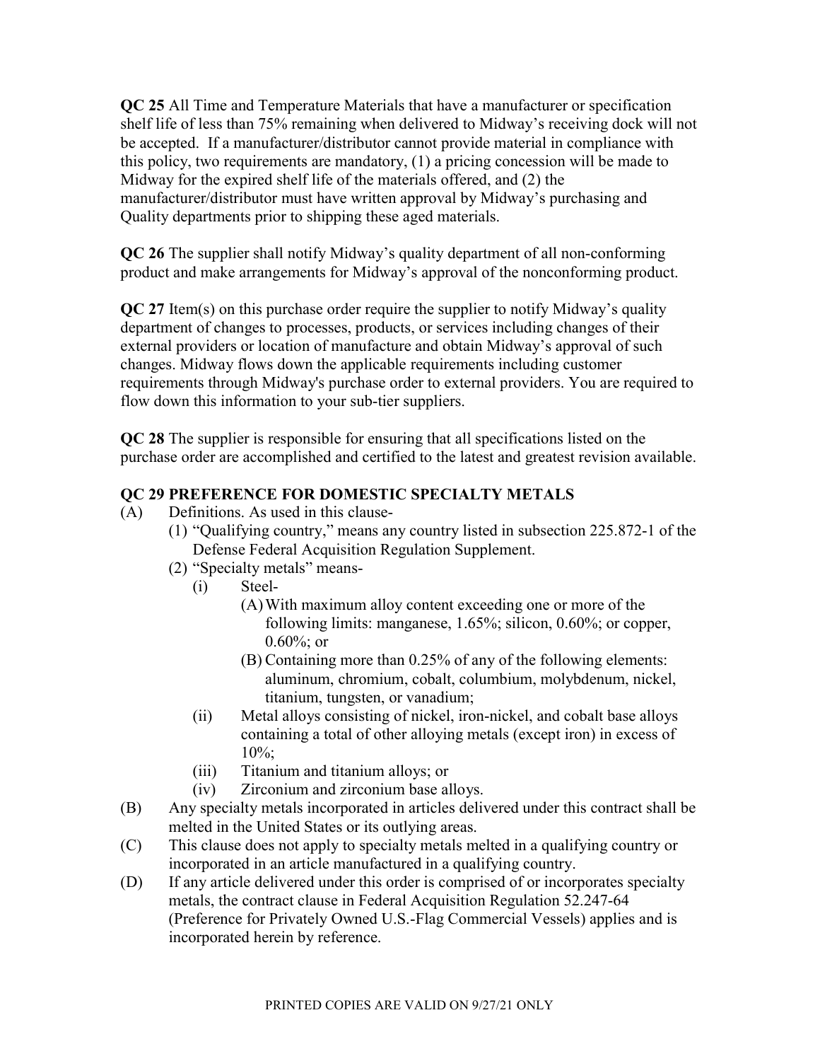**QC 25** All Time and Temperature Materials that have a manufacturer or specification shelf life of less than 75% remaining when delivered to Midway's receiving dock will not be accepted. If a manufacturer/distributor cannot provide material in compliance with this policy, two requirements are mandatory, (1) a pricing concession will be made to Midway for the expired shelf life of the materials offered, and (2) the manufacturer/distributor must have written approval by Midway's purchasing and Quality departments prior to shipping these aged materials.

**QC 26** The supplier shall notify Midway's quality department of all non-conforming product and make arrangements for Midway's approval of the nonconforming product.

**QC 27** Item(s) on this purchase order require the supplier to notify Midway's quality department of changes to processes, products, or services including changes of their external providers or location of manufacture and obtain Midway's approval of such changes. Midway flows down the applicable requirements including customer requirements through Midway's purchase order to external providers. You are required to flow down this information to your sub-tier suppliers.

**QC 28** The supplier is responsible for ensuring that all specifications listed on the purchase order are accomplished and certified to the latest and greatest revision available.

## QC 29 PREFERENCE FOR DOMESTIC SPECIALTY METALS

(A) Definitions. As used in this clause-
- (1) "Qualifying country," means any country listed in subsection 225.872-1 of the Defense Federal Acquisition Regulation Supplement.
- (2) "Specialty metals" means-
  - (i) Steel-
    - (A) With maximum alloy content exceeding one or more of the following limits: manganese, 1.65%; silicon, 0.60%; or copper, 0.60%; or
    - (B) Containing more than 0.25% of any of the following elements: aluminum, chromium, cobalt, columbium, molybdenum, nickel, titanium, tungsten, or vanadium;
  - (ii) Metal alloys consisting of nickel, iron-nickel, and cobalt base alloys containing a total of other alloying metals (except iron) in excess of 10%;
  - (iii) Titanium and titanium alloys; or
  - (iv) Zirconium and zirconium base alloys.

(B) Any specialty metals incorporated in articles delivered under this contract shall be melted in the United States or its outlying areas.

(C) This clause does not apply to specialty metals melted in a qualifying country or incorporated in an article manufactured in a qualifying country.

(D) If any article delivered under this order is comprised of or incorporates specialty metals, the contract clause in Federal Acquisition Regulation 52.247-64 (Preference for Privately Owned U.S.-Flag Commercial Vessels) applies and is incorporated herein by reference.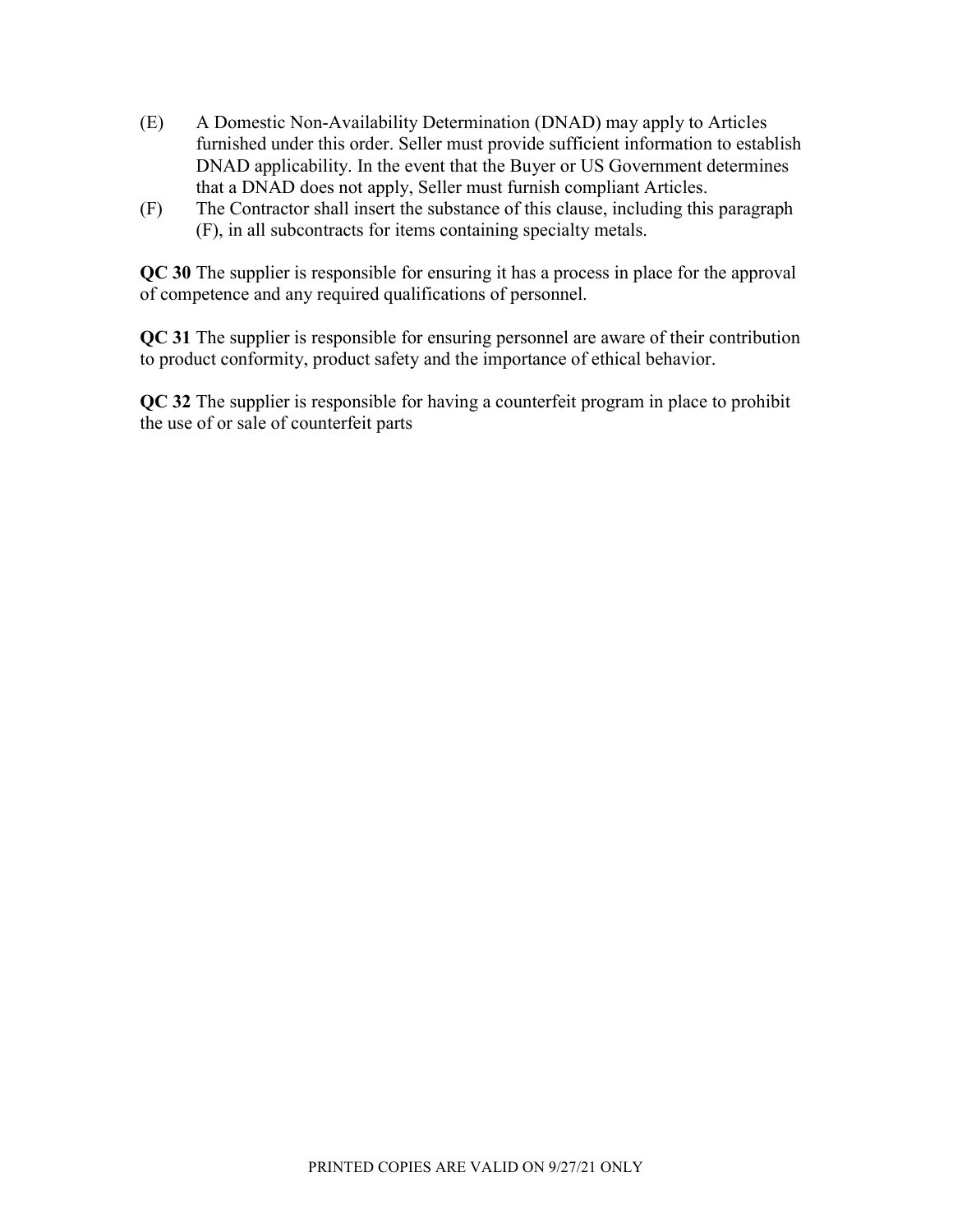(E) A Domestic Non-Availability Determination (DNAD) may apply to Articles furnished under this order. Seller must provide sufficient information to establish DNAD applicability. In the event that the Buyer or US Government determines that a DNAD does not apply, Seller must furnish compliant Articles.

(F) The Contractor shall insert the substance of this clause, including this paragraph (F), in all subcontracts for items containing specialty metals.

**QC 30** The supplier is responsible for ensuring it has a process in place for the approval of competence and any required qualifications of personnel.

**QC 31** The supplier is responsible for ensuring personnel are aware of their contribution to product conformity, product safety and the importance of ethical behavior.

**QC 32** The supplier is responsible for having a counterfeit program in place to prohibit the use of or sale of counterfeit parts